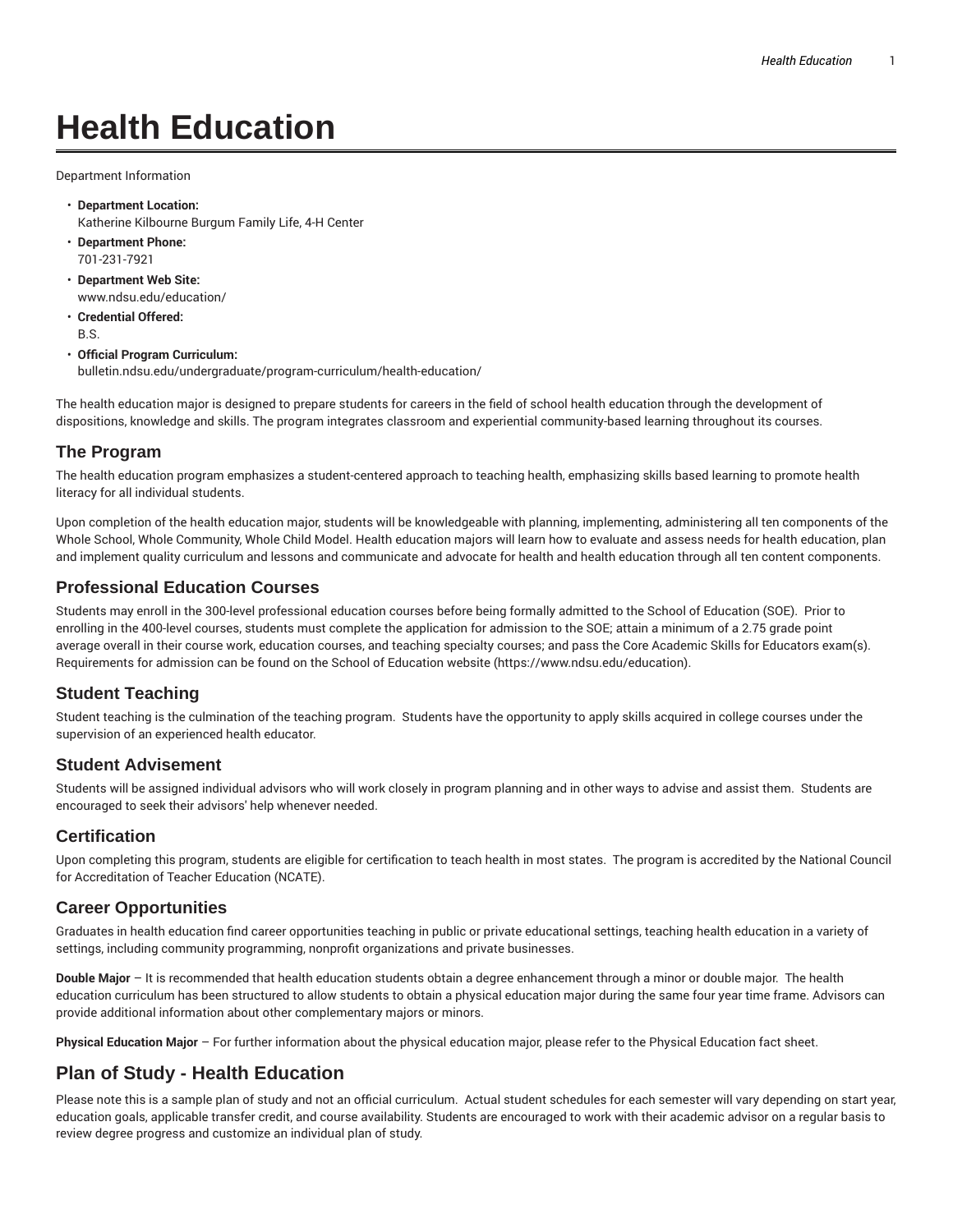# Health Education

Department Information

- **Department Location:**
  Katherine Kilbourne Burgum Family Life, 4-H Center
- **Department Phone:**
  701-231-7921
- **Department Web Site:**
  www.ndsu.edu/education/
- **Credential Offered:**
  B.S.
- **Official Program Curriculum:**
  bulletin.ndsu.edu/undergraduate/program-curriculum/health-education/

The health education major is designed to prepare students for careers in the field of school health education through the development of dispositions, knowledge and skills. The program integrates classroom and experiential community-based learning throughout its courses.

## The Program

The health education program emphasizes a student-centered approach to teaching health, emphasizing skills based learning to promote health literacy for all individual students.

Upon completion of the health education major, students will be knowledgeable with planning, implementing, administering all ten components of the Whole School, Whole Community, Whole Child Model. Health education majors will learn how to evaluate and assess needs for health education, plan and implement quality curriculum and lessons and communicate and advocate for health and health education through all ten content components.

## Professional Education Courses

Students may enroll in the 300-level professional education courses before being formally admitted to the School of Education (SOE). Prior to enrolling in the 400-level courses, students must complete the application for admission to the SOE; attain a minimum of a 2.75 grade point average overall in their course work, education courses, and teaching specialty courses; and pass the Core Academic Skills for Educators exam(s). Requirements for admission can be found on the School of Education website (https://www.ndsu.edu/education).

## Student Teaching

Student teaching is the culmination of the teaching program. Students have the opportunity to apply skills acquired in college courses under the supervision of an experienced health educator.

## Student Advisement

Students will be assigned individual advisors who will work closely in program planning and in other ways to advise and assist them. Students are encouraged to seek their advisors' help whenever needed.

## Certification

Upon completing this program, students are eligible for certification to teach health in most states. The program is accredited by the National Council for Accreditation of Teacher Education (NCATE).

## Career Opportunities

Graduates in health education find career opportunities teaching in public or private educational settings, teaching health education in a variety of settings, including community programming, nonprofit organizations and private businesses.

**Double Major** – It is recommended that health education students obtain a degree enhancement through a minor or double major. The health education curriculum has been structured to allow students to obtain a physical education major during the same four year time frame. Advisors can provide additional information about other complementary majors or minors.

**Physical Education Major** – For further information about the physical education major, please refer to the Physical Education fact sheet.

# Plan of Study - Health Education

Please note this is a sample plan of study and not an official curriculum. Actual student schedules for each semester will vary depending on start year, education goals, applicable transfer credit, and course availability. Students are encouraged to work with their academic advisor on a regular basis to review degree progress and customize an individual plan of study.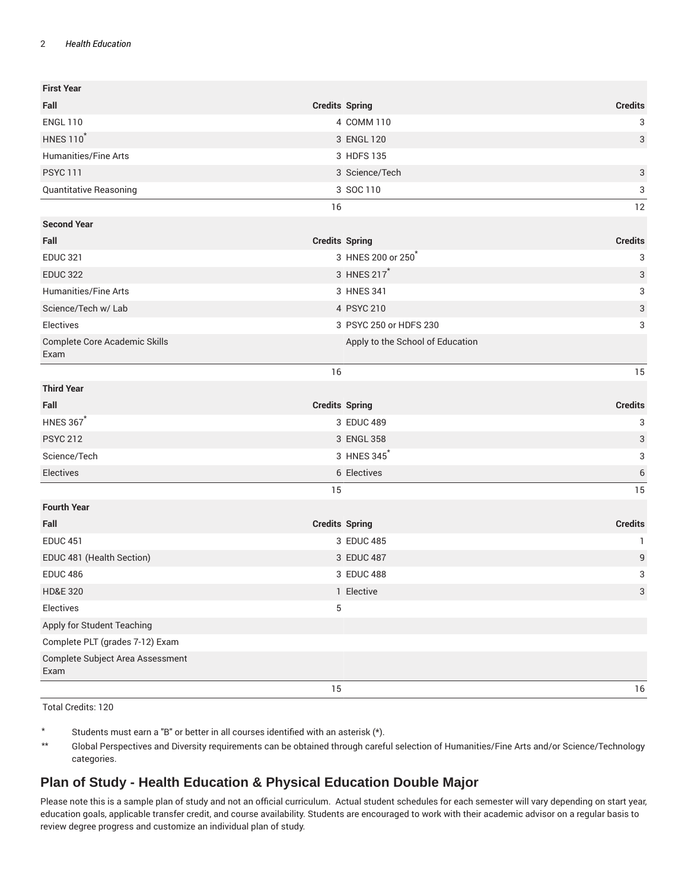| First Year | | | |
|---|---|---|---|
| Fall | Credits | Spring | Credits |
| ENGL 110 | 4 | COMM 110 | 3 |
| HNES 110* | 3 | ENGL 120 | 3 |
| Humanities/Fine Arts | 3 | HDFS 135 | |
| PSYC 111 | 3 | Science/Tech | 3 |
| Quantitative Reasoning | 3 | SOC 110 | 3 |
| | 16 | | 12 |
| **Second Year** | | | |
| Fall | Credits | Spring | Credits |
| EDUC 321 | 3 | HNES 200 or 250* | 3 |
| EDUC 322 | 3 | HNES 217* | 3 |
| Humanities/Fine Arts | 3 | HNES 341 | 3 |
| Science/Tech w/ Lab | 4 | PSYC 210 | 3 |
| Electives | 3 | PSYC 250 or HDFS 230 | 3 |
| Complete Core Academic Skills Exam | | Apply to the School of Education | |
| | 16 | | 15 |
| **Third Year** | | | |
| Fall | Credits | Spring | Credits |
| HNES 367* | 3 | EDUC 489 | 3 |
| PSYC 212 | 3 | ENGL 358 | 3 |
| Science/Tech | 3 | HNES 345* | 3 |
| Electives | 6 | Electives | 6 |
| | 15 | | 15 |
| **Fourth Year** | | | |
| Fall | Credits | Spring | Credits |
| EDUC 451 | 3 | EDUC 485 | 1 |
| EDUC 481 (Health Section) | 3 | EDUC 487 | 9 |
| EDUC 486 | 3 | EDUC 488 | 3 |
| HD&E 320 | 1 | Elective | 3 |
| Electives | 5 | | |
| Apply for Student Teaching | | | |
| Complete PLT (grades 7-12) Exam | | | |
| Complete Subject Area Assessment Exam | | | |
| | 15 | | 16 |

Total Credits: 120

\* Students must earn a "B" or better in all courses identified with an asterisk (*).

\*\* Global Perspectives and Diversity requirements can be obtained through careful selection of Humanities/Fine Arts and/or Science/Technology categories.

## Plan of Study - Health Education & Physical Education Double Major

Please note this is a sample plan of study and not an official curriculum. Actual student schedules for each semester will vary depending on start year, education goals, applicable transfer credit, and course availability. Students are encouraged to work with their academic advisor on a regular basis to review degree progress and customize an individual plan of study.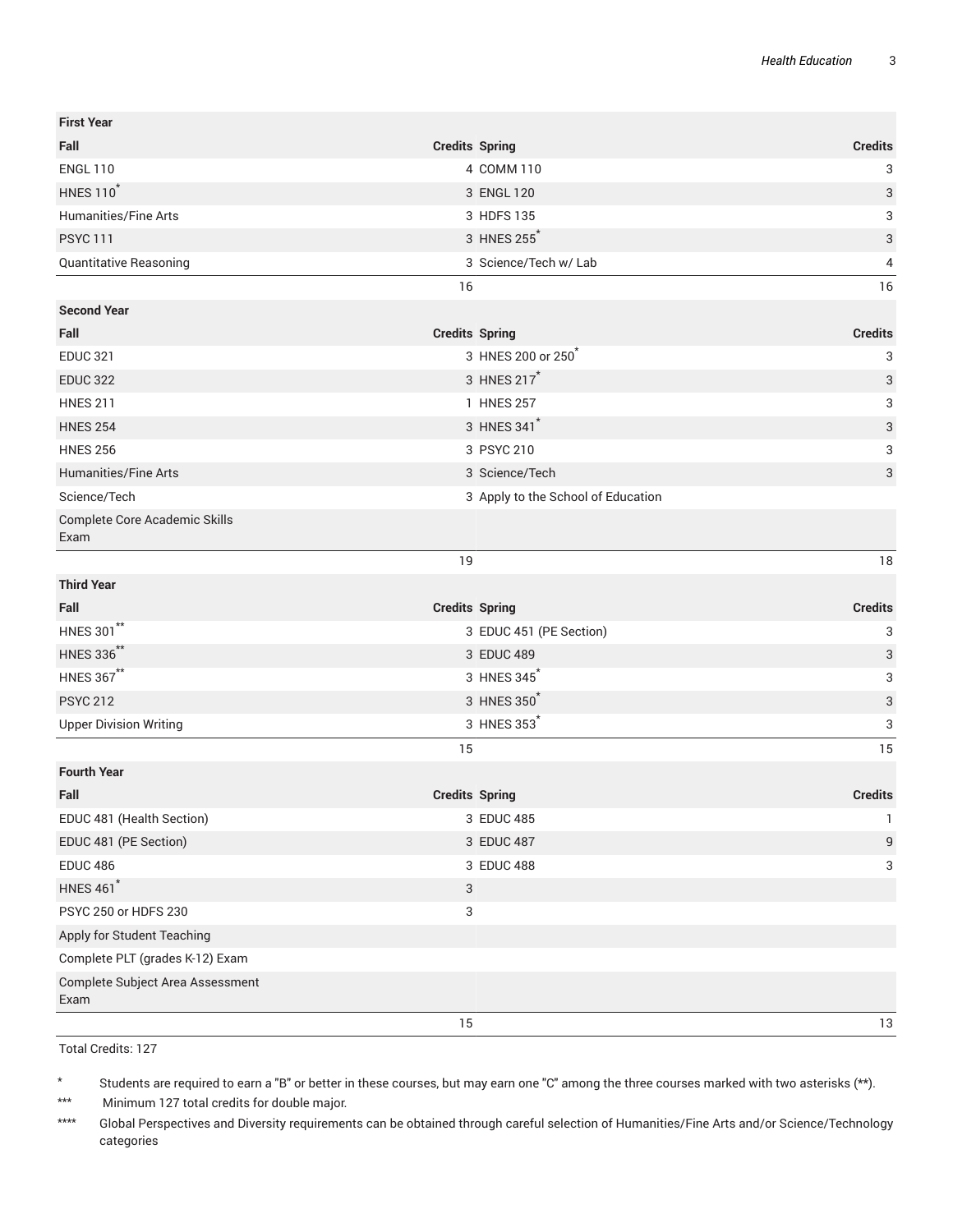| First Year | | | |
|---|---|---|---|
| Fall | Credits | Spring | Credits |
| ENGL 110 | 4 | COMM 110 | 3 |
| HNES 110* | 3 | ENGL 120 | 3 |
| Humanities/Fine Arts | 3 | HDFS 135 | 3 |
| PSYC 111 | 3 | HNES 255* | 3 |
| Quantitative Reasoning | 3 | Science/Tech w/ Lab | 4 |
| | 16 | | 16 |
| **Second Year** | | | |
| Fall | Credits | Spring | Credits |
| EDUC 321 | 3 | HNES 200 or 250* | 3 |
| EDUC 322 | 3 | HNES 217* | 3 |
| HNES 211 | 1 | HNES 257 | 3 |
| HNES 254 | 3 | HNES 341* | 3 |
| HNES 256 | 3 | PSYC 210 | 3 |
| Humanities/Fine Arts | 3 | Science/Tech | 3 |
| Science/Tech | 3 | Apply to the School of Education | |
| Complete Core Academic Skills Exam | | | |
| | 19 | | 18 |
| **Third Year** | | | |
| Fall | Credits | Spring | Credits |
| HNES 301** | 3 | EDUC 451 (PE Section) | 3 |
| HNES 336** | 3 | EDUC 489 | 3 |
| HNES 367** | 3 | HNES 345* | 3 |
| PSYC 212 | 3 | HNES 350* | 3 |
| Upper Division Writing | 3 | HNES 353* | 3 |
| | 15 | | 15 |
| **Fourth Year** | | | |
| Fall | Credits | Spring | Credits |
| EDUC 481 (Health Section) | 3 | EDUC 485 | 1 |
| EDUC 481 (PE Section) | 3 | EDUC 487 | 9 |
| EDUC 486 | 3 | EDUC 488 | 3 |
| HNES 461* | 3 | | |
| PSYC 250 or HDFS 230 | 3 | | |
| Apply for Student Teaching | | | |
| Complete PLT (grades K-12) Exam | | | |
| Complete Subject Area Assessment Exam | | | |
| | 15 | | 13 |

Total Credits: 127

\* Students are required to earn a "B" or better in these courses, but may earn one "C" among the three courses marked with two asterisks (**).

\*** Minimum 127 total credits for double major.

\**** Global Perspectives and Diversity requirements can be obtained through careful selection of Humanities/Fine Arts and/or Science/Technology categories